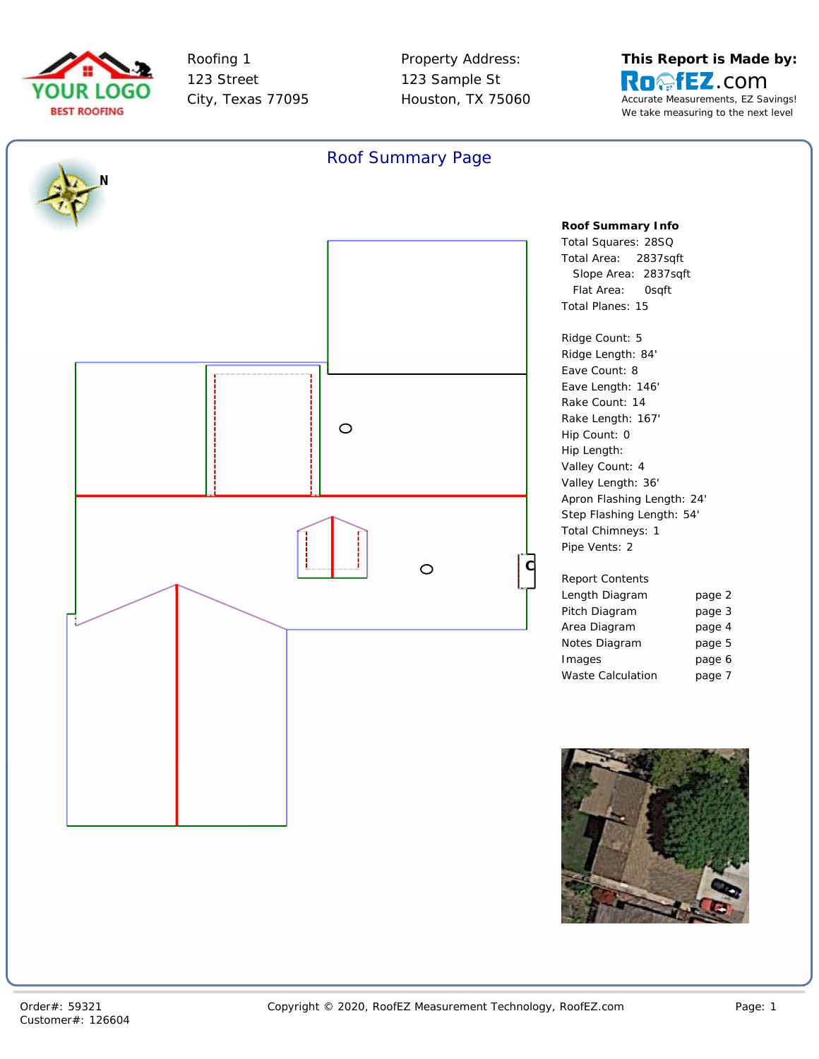Roofing 1
123 Street
City, Texas 77095

Property Address:
123 Sample St
Houston, TX 75060

**This Report is Made by:**
RoofEZ.com
Accurate Measurements, EZ Savings!
We take measuring to the next level

## Roof Summary Page

**Roof Summary Info**

Total Squares: 28SQ
Total Area: 2837sqft
Slope Area: 2837sqft
Flat Area: 0sqft
Total Planes: 15

Ridge Count: 5
Ridge Length: 84'
Eave Count: 8
Eave Length: 146'
Rake Count: 14
Rake Length: 167'
Hip Count: 0
Hip Length:
Valley Count: 4
Valley Length: 36'
Apron Flashing Length: 24'
Step Flashing Length: 54'
Total Chimneys: 1
Pipe Vents: 2

| Report Contents | |
|---|---|
| Length Diagram | page 2 |
| Pitch Diagram | page 3 |
| Area Diagram | page 4 |
| Notes Diagram | page 5 |
| Images | page 6 |
| Waste Calculation | page 7 |

Order#: 59321
Customer#: 126604

Copyright © 2020, RoofEZ Measurement Technology, RoofEZ.com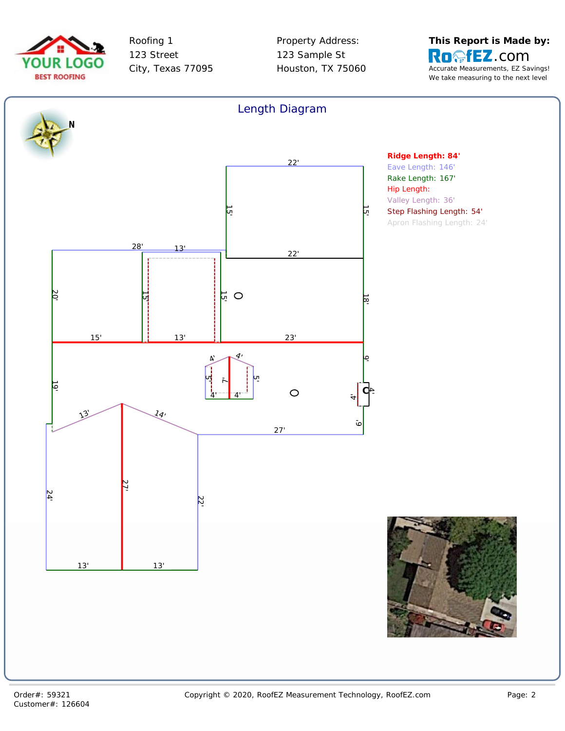Roofing 1
123 Street
City, Texas 77095

Property Address:
123 Sample St
Houston, TX 75060

**This Report is Made by:**
RoofEZ.com
Accurate Measurements, EZ Savings!
We take measuring to the next level

## Length Diagram

**Ridge Length: 84'**
Eave Length: 146'
Rake Length: 167'
Hip Length:
Valley Length: 36'
Step Flashing Length: 54'
Apron Flashing Length: 24'

Order#: 59321
Customer#: 126604

Copyright © 2020, RoofEZ Measurement Technology, RoofEZ.com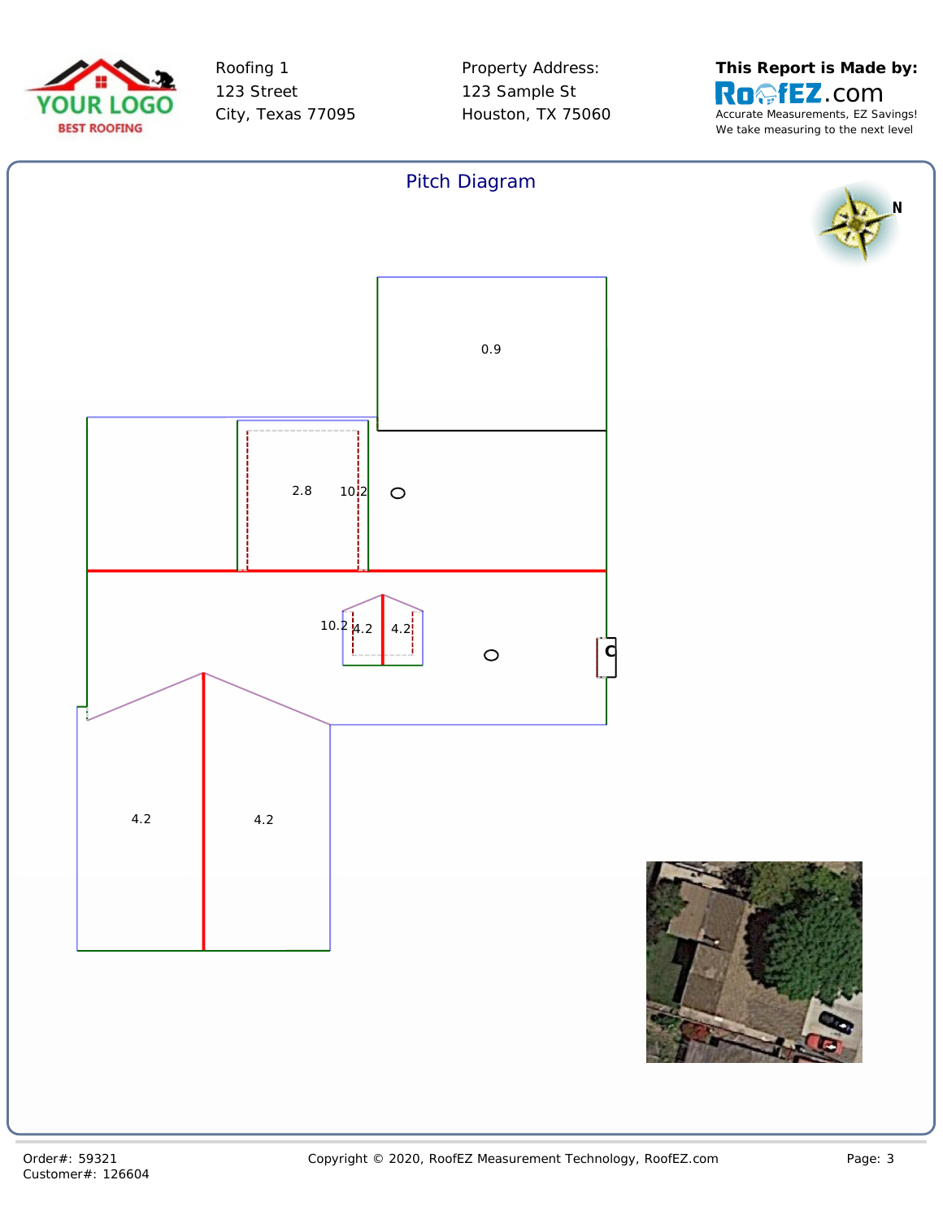Roofing 1
123 Street
City, Texas 77095

Property Address:
123 Sample St
Houston, TX 75060

**This Report is Made by:**
RoofEZ.com
Accurate Measurements, EZ Savings!
We take measuring to the next level

## Pitch Diagram

N

0.9

2.8 10.2

10.2 4.2 4.2

C

4.2 4.2

Order#: 59321
Customer#: 126604

Copyright © 2020, RoofEZ Measurement Technology, RoofEZ.com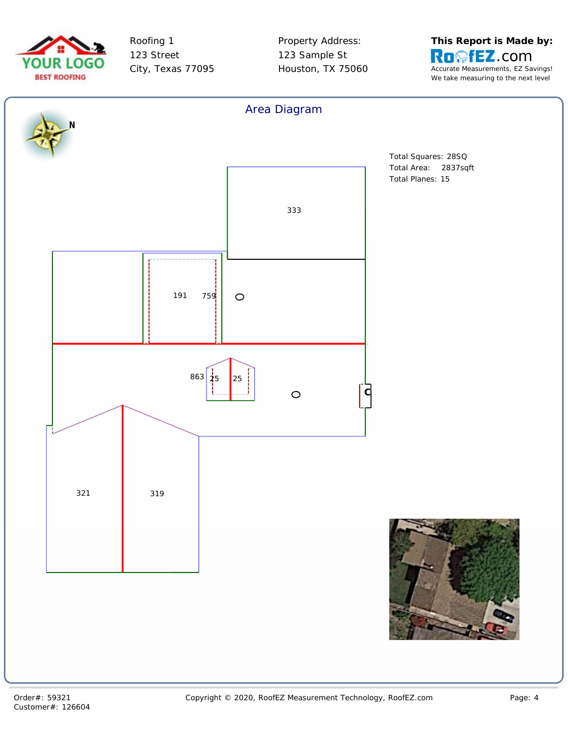Roofing 1
123 Street
City, Texas 77095

Property Address:
123 Sample St
Houston, TX 75060

**This Report is Made by:**
RoofEZ.com
Accurate Measurements, EZ Savings!
We take measuring to the next level

## Area Diagram

Total Squares: 28SQ
Total Area: 2837sqft
Total Planes: 15

333

191 759

863 25 25

321 319

Order#: 59321
Customer#: 126604

Copyright © 2020, RoofEZ Measurement Technology, RoofEZ.com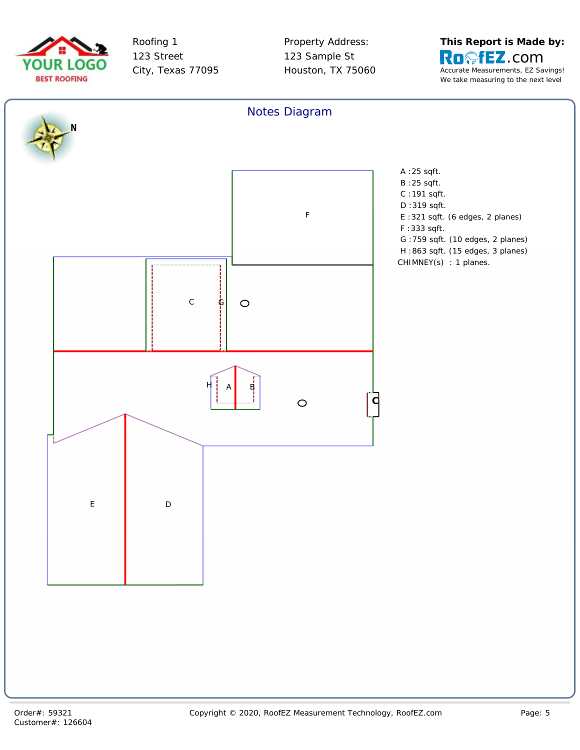Roofing 1
123 Street
City, Texas 77095

Property Address:
123 Sample St
Houston, TX 75060

**This Report is Made by:**
RoofEZ.com
Accurate Measurements, EZ Savings!
We take measuring to the next level

## Notes Diagram

N

A :25 sqft.
B :25 sqft.
C :191 sqft.
D :319 sqft.
E :321 sqft. (6 edges, 2 planes)
F :333 sqft.
G :759 sqft. (10 edges, 2 planes)
H :863 sqft. (15 edges, 3 planes)
CHIMNEY(s) : 1 planes.

F

C G

H A B

C

E D

Order#: 59321
Customer#: 126604

Copyright © 2020, RoofEZ Measurement Technology, RoofEZ.com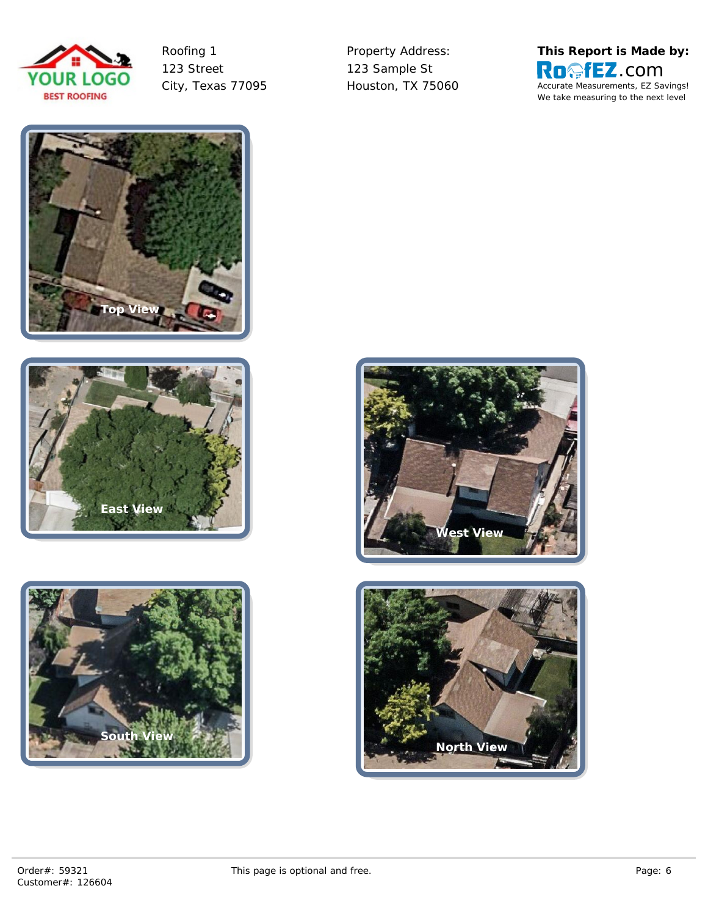Roofing 1
123 Street
City, Texas 77095

Property Address:
123 Sample St
Houston, TX 75060

**This Report is Made by:**
RoofEZ.com
Accurate Measurements, EZ Savings!
We take measuring to the next level

Top View

East View

West View

South View

North View

This page is optional and free.

Order#: 59321
Customer#: 126604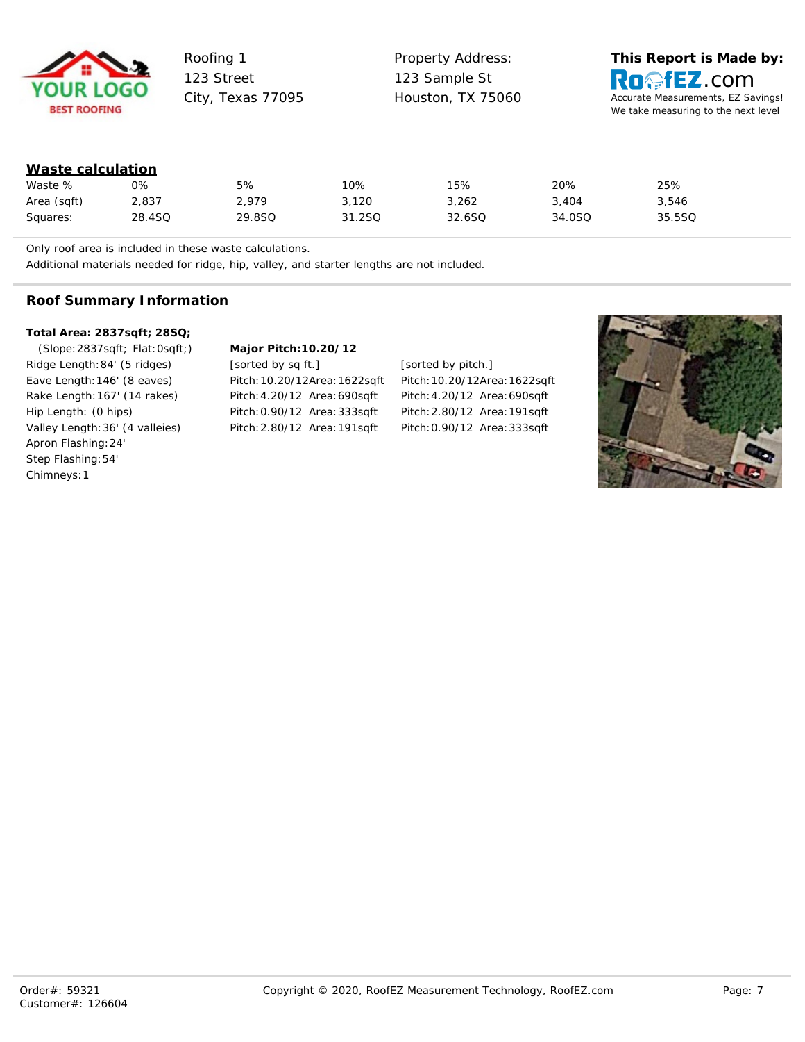Roofing 1
123 Street
City, Texas 77095

Property Address:
123 Sample St
Houston, TX 75060

**This Report is Made by:**
RoofEZ.com
Accurate Measurements, EZ Savings!
We take measuring to the next level

## Waste calculation

| Waste % | 0% | 5% | 10% | 15% | 20% | 25% |
|---|---|---|---|---|---|---|
| Area (sqft) | 2,837 | 2,979 | 3,120 | 3,262 | 3,404 | 3,546 |
| Squares: | 28.4SQ | 29.8SQ | 31.2SQ | 32.6SQ | 34.0SQ | 35.5SQ |

Only roof area is included in these waste calculations.
Additional materials needed for ridge, hip, valley, and starter lengths are not included.

## Roof Summary Information

**Total Area: 2837sqft; 28SQ;**
(Slope: 2837sqft; Flat: 0sqft;)
Ridge Length: 84' (5 ridges)
Eave Length: 146' (8 eaves)
Rake Length: 167' (14 rakes)
Hip Length: (0 hips)
Valley Length: 36' (4 valleies)
Apron Flashing: 24'
Step Flashing: 54'
Chimneys: 1

**Major Pitch: 10.20/12**

[sorted by sq ft.]
Pitch: 10.20/12 Area: 1622sqft
Pitch: 4.20/12 Area: 690sqft
Pitch: 0.90/12 Area: 333sqft
Pitch: 2.80/12 Area: 191sqft

[sorted by pitch.]
Pitch: 10.20/12 Area: 1622sqft
Pitch: 4.20/12 Area: 690sqft
Pitch: 2.80/12 Area: 191sqft
Pitch: 0.90/12 Area: 333sqft

Order#: 59321
Customer#: 126604

Copyright © 2020, RoofEZ Measurement Technology, RoofEZ.com